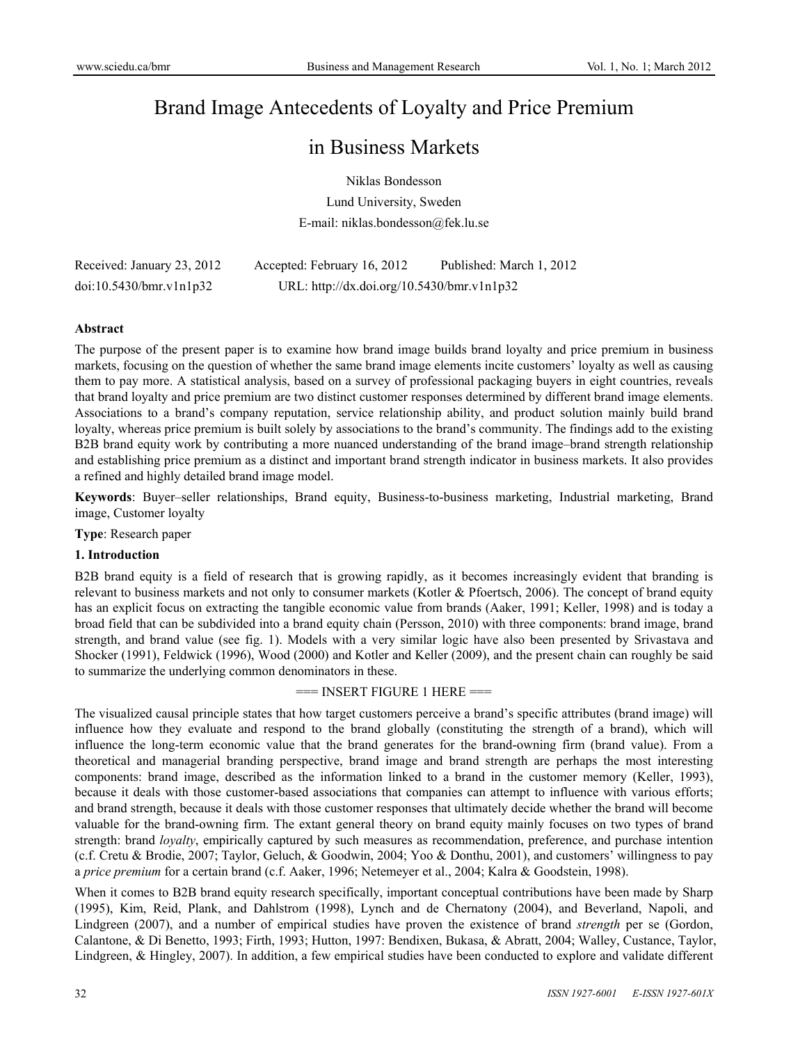# Brand Image Antecedents of Loyalty and Price Premium in Business Markets

Niklas Bondesson

Lund University, Sweden

E-mail: niklas.bondesson@fek.lu.se

Received: January 23, 2012 Accepted: February 16, 2012 Published: March 1, 2012

doi:10.5430/bmr.v1n1p32 URL: http://dx.doi.org/10.5430/bmr.v1n1p32

**Abstract**

The purpose of the present paper is to examine how brand image builds brand loyalty and price premium in business markets, focusing on the question of whether the same brand image elements incite customers' loyalty as well as causing them to pay more. A statistical analysis, based on a survey of professional packaging buyers in eight countries, reveals that brand loyalty and price premium are two distinct customer responses determined by different brand image elements. Associations to a brand's company reputation, service relationship ability, and product solution mainly build brand loyalty, whereas price premium is built solely by associations to the brand's community. The findings add to the existing B2B brand equity work by contributing a more nuanced understanding of the brand image–brand strength relationship and establishing price premium as a distinct and important brand strength indicator in business markets. It also provides a refined and highly detailed brand image model.

**Keywords**: Buyer–seller relationships, Brand equity, Business-to-business marketing, Industrial marketing, Brand image, Customer loyalty

**Type**: Research paper

## 1. Introduction

B2B brand equity is a field of research that is growing rapidly, as it becomes increasingly evident that branding is relevant to business markets and not only to consumer markets (Kotler & Pfoertsch, 2006). The concept of brand equity has an explicit focus on extracting the tangible economic value from brands (Aaker, 1991; Keller, 1998) and is today a broad field that can be subdivided into a brand equity chain (Persson, 2010) with three components: brand image, brand strength, and brand value (see fig. 1). Models with a very similar logic have also been presented by Srivastava and Shocker (1991), Feldwick (1996), Wood (2000) and Kotler and Keller (2009), and the present chain can roughly be said to summarize the underlying common denominators in these.

=== INSERT FIGURE 1 HERE ===

The visualized causal principle states that how target customers perceive a brand's specific attributes (brand image) will influence how they evaluate and respond to the brand globally (constituting the strength of a brand), which will influence the long-term economic value that the brand generates for the brand-owning firm (brand value). From a theoretical and managerial branding perspective, brand image and brand strength are perhaps the most interesting components: brand image, described as the information linked to a brand in the customer memory (Keller, 1993), because it deals with those customer-based associations that companies can attempt to influence with various efforts; and brand strength, because it deals with those customer responses that ultimately decide whether the brand will become valuable for the brand-owning firm. The extant general theory on brand equity mainly focuses on two types of brand strength: brand *loyalty*, empirically captured by such measures as recommendation, preference, and purchase intention (c.f. Cretu & Brodie, 2007; Taylor, Geluch, & Goodwin, 2004; Yoo & Donthu, 2001), and customers' willingness to pay a *price premium* for a certain brand (c.f. Aaker, 1996; Netemeyer et al., 2004; Kalra & Goodstein, 1998).

When it comes to B2B brand equity research specifically, important conceptual contributions have been made by Sharp (1995), Kim, Reid, Plank, and Dahlstrom (1998), Lynch and de Chernatony (2004), and Beverland, Napoli, and Lindgreen (2007), and a number of empirical studies have proven the existence of brand *strength* per se (Gordon, Calantone, & Di Benetto, 1993; Firth, 1993; Hutton, 1997: Bendixen, Bukasa, & Abratt, 2004; Walley, Custance, Taylor, Lindgreen, & Hingley, 2007). In addition, a few empirical studies have been conducted to explore and validate different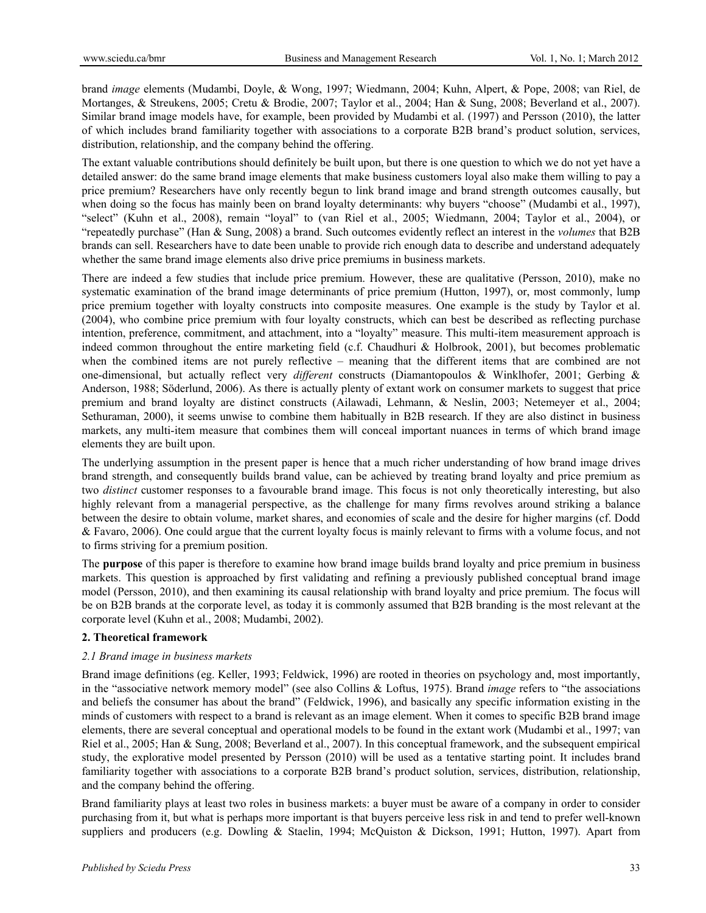brand *image* elements (Mudambi, Doyle, & Wong, 1997; Wiedmann, 2004; Kuhn, Alpert, & Pope, 2008; van Riel, de Mortanges, & Streukens, 2005; Cretu & Brodie, 2007; Taylor et al., 2004; Han & Sung, 2008; Beverland et al., 2007). Similar brand image models have, for example, been provided by Mudambi et al. (1997) and Persson (2010), the latter of which includes brand familiarity together with associations to a corporate B2B brand's product solution, services, distribution, relationship, and the company behind the offering.

The extant valuable contributions should definitely be built upon, but there is one question to which we do not yet have a detailed answer: do the same brand image elements that make business customers loyal also make them willing to pay a price premium? Researchers have only recently begun to link brand image and brand strength outcomes causally, but when doing so the focus has mainly been on brand loyalty determinants: why buyers "choose" (Mudambi et al., 1997), "select" (Kuhn et al., 2008), remain "loyal" to (van Riel et al., 2005; Wiedmann, 2004; Taylor et al., 2004), or "repeatedly purchase" (Han & Sung, 2008) a brand. Such outcomes evidently reflect an interest in the *volumes* that B2B brands can sell. Researchers have to date been unable to provide rich enough data to describe and understand adequately whether the same brand image elements also drive price premiums in business markets.

There are indeed a few studies that include price premium. However, these are qualitative (Persson, 2010), make no systematic examination of the brand image determinants of price premium (Hutton, 1997), or, most commonly, lump price premium together with loyalty constructs into composite measures. One example is the study by Taylor et al. (2004), who combine price premium with four loyalty constructs, which can best be described as reflecting purchase intention, preference, commitment, and attachment, into a "loyalty" measure. This multi-item measurement approach is indeed common throughout the entire marketing field (c.f. Chaudhuri & Holbrook, 2001), but becomes problematic when the combined items are not purely reflective – meaning that the different items that are combined are not one-dimensional, but actually reflect very *different* constructs (Diamantopoulos & Winklhofer, 2001; Gerbing & Anderson, 1988; Söderlund, 2006). As there is actually plenty of extant work on consumer markets to suggest that price premium and brand loyalty are distinct constructs (Ailawadi, Lehmann, & Neslin, 2003; Netemeyer et al., 2004; Sethuraman, 2000), it seems unwise to combine them habitually in B2B research. If they are also distinct in business markets, any multi-item measure that combines them will conceal important nuances in terms of which brand image elements they are built upon.

The underlying assumption in the present paper is hence that a much richer understanding of how brand image drives brand strength, and consequently builds brand value, can be achieved by treating brand loyalty and price premium as two *distinct* customer responses to a favourable brand image. This focus is not only theoretically interesting, but also highly relevant from a managerial perspective, as the challenge for many firms revolves around striking a balance between the desire to obtain volume, market shares, and economies of scale and the desire for higher margins (cf. Dodd & Favaro, 2006). One could argue that the current loyalty focus is mainly relevant to firms with a volume focus, and not to firms striving for a premium position.

The **purpose** of this paper is therefore to examine how brand image builds brand loyalty and price premium in business markets. This question is approached by first validating and refining a previously published conceptual brand image model (Persson, 2010), and then examining its causal relationship with brand loyalty and price premium. The focus will be on B2B brands at the corporate level, as today it is commonly assumed that B2B branding is the most relevant at the corporate level (Kuhn et al., 2008; Mudambi, 2002).

## 2. Theoretical framework

### *2.1 Brand image in business markets*

Brand image definitions (eg. Keller, 1993; Feldwick, 1996) are rooted in theories on psychology and, most importantly, in the "associative network memory model" (see also Collins & Loftus, 1975). Brand *image* refers to "the associations and beliefs the consumer has about the brand" (Feldwick, 1996), and basically any specific information existing in the minds of customers with respect to a brand is relevant as an image element. When it comes to specific B2B brand image elements, there are several conceptual and operational models to be found in the extant work (Mudambi et al., 1997; van Riel et al., 2005; Han & Sung, 2008; Beverland et al., 2007). In this conceptual framework, and the subsequent empirical study, the explorative model presented by Persson (2010) will be used as a tentative starting point. It includes brand familiarity together with associations to a corporate B2B brand's product solution, services, distribution, relationship, and the company behind the offering.

Brand familiarity plays at least two roles in business markets: a buyer must be aware of a company in order to consider purchasing from it, but what is perhaps more important is that buyers perceive less risk in and tend to prefer well-known suppliers and producers (e.g. Dowling & Staelin, 1994; McQuiston & Dickson, 1991; Hutton, 1997). Apart from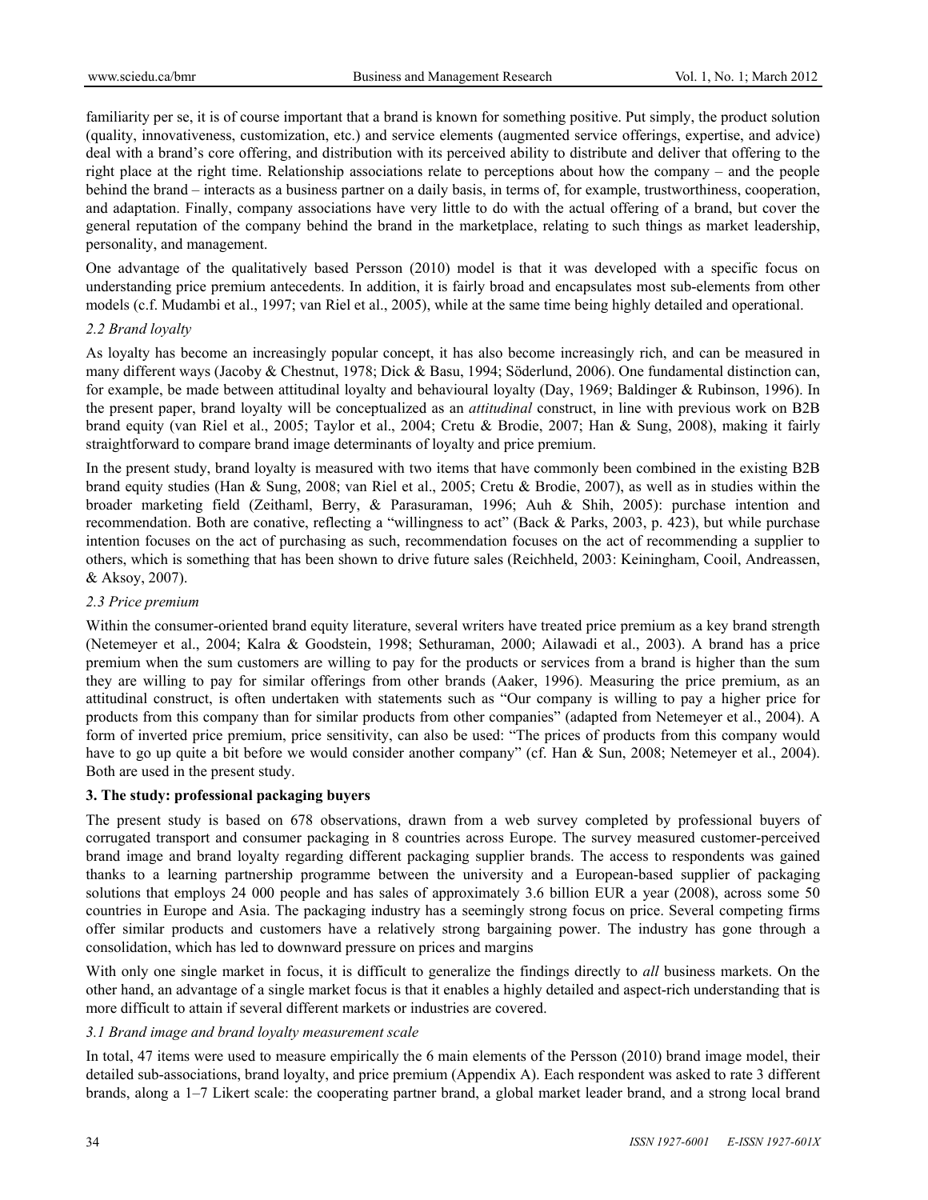familiarity per se, it is of course important that a brand is known for something positive. Put simply, the product solution (quality, innovativeness, customization, etc.) and service elements (augmented service offerings, expertise, and advice) deal with a brand's core offering, and distribution with its perceived ability to distribute and deliver that offering to the right place at the right time. Relationship associations relate to perceptions about how the company – and the people behind the brand – interacts as a business partner on a daily basis, in terms of, for example, trustworthiness, cooperation, and adaptation. Finally, company associations have very little to do with the actual offering of a brand, but cover the general reputation of the company behind the brand in the marketplace, relating to such things as market leadership, personality, and management.

One advantage of the qualitatively based Persson (2010) model is that it was developed with a specific focus on understanding price premium antecedents. In addition, it is fairly broad and encapsulates most sub-elements from other models (c.f. Mudambi et al., 1997; van Riel et al., 2005), while at the same time being highly detailed and operational.

### *2.2 Brand loyalty*

As loyalty has become an increasingly popular concept, it has also become increasingly rich, and can be measured in many different ways (Jacoby & Chestnut, 1978; Dick & Basu, 1994; Söderlund, 2006). One fundamental distinction can, for example, be made between attitudinal loyalty and behavioural loyalty (Day, 1969; Baldinger & Rubinson, 1996). In the present paper, brand loyalty will be conceptualized as an *attitudinal* construct, in line with previous work on B2B brand equity (van Riel et al., 2005; Taylor et al., 2004; Cretu & Brodie, 2007; Han & Sung, 2008), making it fairly straightforward to compare brand image determinants of loyalty and price premium.

In the present study, brand loyalty is measured with two items that have commonly been combined in the existing B2B brand equity studies (Han & Sung, 2008; van Riel et al., 2005; Cretu & Brodie, 2007), as well as in studies within the broader marketing field (Zeithaml, Berry, & Parasuraman, 1996; Auh & Shih, 2005): purchase intention and recommendation. Both are conative, reflecting a "willingness to act" (Back & Parks, 2003, p. 423), but while purchase intention focuses on the act of purchasing as such, recommendation focuses on the act of recommending a supplier to others, which is something that has been shown to drive future sales (Reichheld, 2003: Keiningham, Cooil, Andreassen, & Aksoy, 2007).

### *2.3 Price premium*

Within the consumer-oriented brand equity literature, several writers have treated price premium as a key brand strength (Netemeyer et al., 2004; Kalra & Goodstein, 1998; Sethuraman, 2000; Ailawadi et al., 2003). A brand has a price premium when the sum customers are willing to pay for the products or services from a brand is higher than the sum they are willing to pay for similar offerings from other brands (Aaker, 1996). Measuring the price premium, as an attitudinal construct, is often undertaken with statements such as "Our company is willing to pay a higher price for products from this company than for similar products from other companies" (adapted from Netemeyer et al., 2004). A form of inverted price premium, price sensitivity, can also be used: "The prices of products from this company would have to go up quite a bit before we would consider another company" (cf. Han & Sun, 2008; Netemeyer et al., 2004). Both are used in the present study.

## **3. The study: professional packaging buyers**

The present study is based on 678 observations, drawn from a web survey completed by professional buyers of corrugated transport and consumer packaging in 8 countries across Europe. The survey measured customer-perceived brand image and brand loyalty regarding different packaging supplier brands. The access to respondents was gained thanks to a learning partnership programme between the university and a European-based supplier of packaging solutions that employs 24 000 people and has sales of approximately 3.6 billion EUR a year (2008), across some 50 countries in Europe and Asia. The packaging industry has a seemingly strong focus on price. Several competing firms offer similar products and customers have a relatively strong bargaining power. The industry has gone through a consolidation, which has led to downward pressure on prices and margins

With only one single market in focus, it is difficult to generalize the findings directly to *all* business markets. On the other hand, an advantage of a single market focus is that it enables a highly detailed and aspect-rich understanding that is more difficult to attain if several different markets or industries are covered.

### *3.1 Brand image and brand loyalty measurement scale*

In total, 47 items were used to measure empirically the 6 main elements of the Persson (2010) brand image model, their detailed sub-associations, brand loyalty, and price premium (Appendix A). Each respondent was asked to rate 3 different brands, along a 1–7 Likert scale: the cooperating partner brand, a global market leader brand, and a strong local brand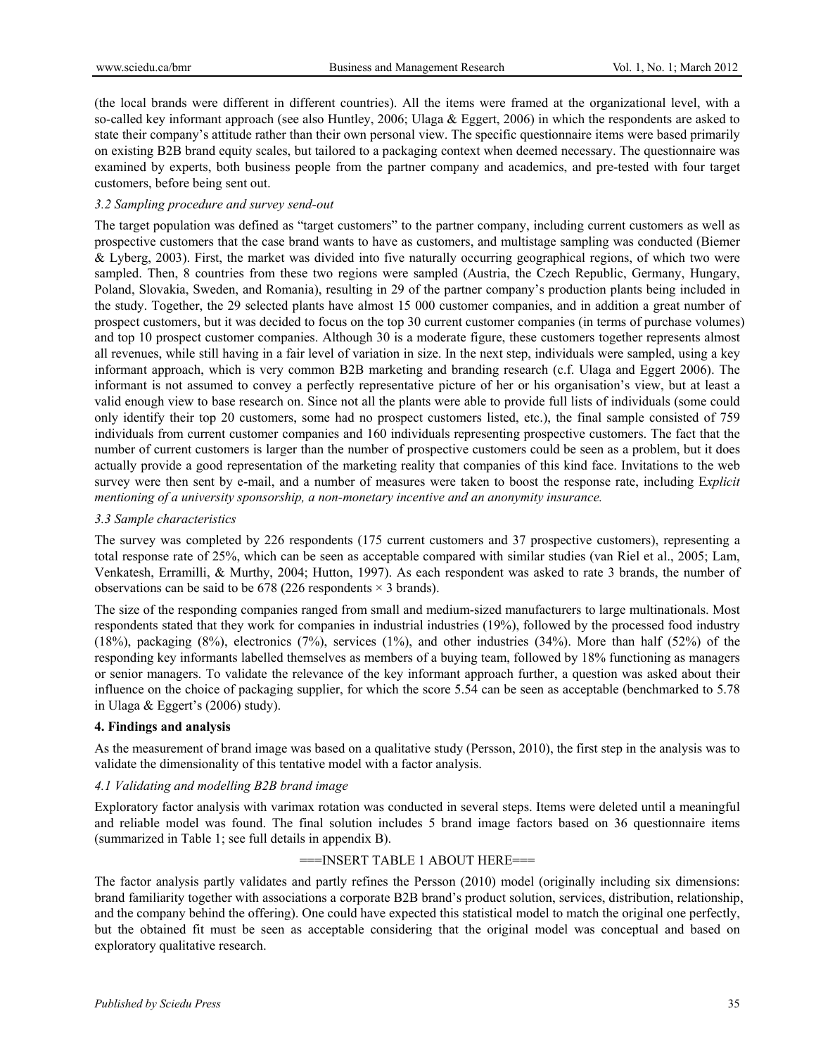(the local brands were different in different countries). All the items were framed at the organizational level, with a so-called key informant approach (see also Huntley, 2006; Ulaga & Eggert, 2006) in which the respondents are asked to state their company's attitude rather than their own personal view. The specific questionnaire items were based primarily on existing B2B brand equity scales, but tailored to a packaging context when deemed necessary. The questionnaire was examined by experts, both business people from the partner company and academics, and pre-tested with four target customers, before being sent out.

### *3.2 Sampling procedure and survey send-out*

The target population was defined as "target customers" to the partner company, including current customers as well as prospective customers that the case brand wants to have as customers, and multistage sampling was conducted (Biemer & Lyberg, 2003). First, the market was divided into five naturally occurring geographical regions, of which two were sampled. Then, 8 countries from these two regions were sampled (Austria, the Czech Republic, Germany, Hungary, Poland, Slovakia, Sweden, and Romania), resulting in 29 of the partner company's production plants being included in the study. Together, the 29 selected plants have almost 15 000 customer companies, and in addition a great number of prospect customers, but it was decided to focus on the top 30 current customer companies (in terms of purchase volumes) and top 10 prospect customer companies. Although 30 is a moderate figure, these customers together represents almost all revenues, while still having in a fair level of variation in size. In the next step, individuals were sampled, using a key informant approach, which is very common B2B marketing and branding research (c.f. Ulaga and Eggert 2006). The informant is not assumed to convey a perfectly representative picture of her or his organisation's view, but at least a valid enough view to base research on. Since not all the plants were able to provide full lists of individuals (some could only identify their top 20 customers, some had no prospect customers listed, etc.), the final sample consisted of 759 individuals from current customer companies and 160 individuals representing prospective customers. The fact that the number of current customers is larger than the number of prospective customers could be seen as a problem, but it does actually provide a good representation of the marketing reality that companies of this kind face. Invitations to the web survey were then sent by e-mail, and a number of measures were taken to boost the response rate, including E*xplicit mentioning of a university sponsorship, a non-monetary incentive and an anonymity insurance.*

### *3.3 Sample characteristics*

The survey was completed by 226 respondents (175 current customers and 37 prospective customers), representing a total response rate of 25%, which can be seen as acceptable compared with similar studies (van Riel et al., 2005; Lam, Venkatesh, Erramilli, & Murthy, 2004; Hutton, 1997). As each respondent was asked to rate 3 brands, the number of observations can be said to be 678 (226 respondents × 3 brands).

The size of the responding companies ranged from small and medium-sized manufacturers to large multinationals. Most respondents stated that they work for companies in industrial industries (19%), followed by the processed food industry (18%), packaging (8%), electronics (7%), services (1%), and other industries (34%). More than half (52%) of the responding key informants labelled themselves as members of a buying team, followed by 18% functioning as managers or senior managers. To validate the relevance of the key informant approach further, a question was asked about their influence on the choice of packaging supplier, for which the score 5.54 can be seen as acceptable (benchmarked to 5.78 in Ulaga & Eggert's (2006) study).

## 4. Findings and analysis

As the measurement of brand image was based on a qualitative study (Persson, 2010), the first step in the analysis was to validate the dimensionality of this tentative model with a factor analysis.

### *4.1 Validating and modelling B2B brand image*

Exploratory factor analysis with varimax rotation was conducted in several steps. Items were deleted until a meaningful and reliable model was found. The final solution includes 5 brand image factors based on 36 questionnaire items (summarized in Table 1; see full details in appendix B).

===INSERT TABLE 1 ABOUT HERE===

The factor analysis partly validates and partly refines the Persson (2010) model (originally including six dimensions: brand familiarity together with associations a corporate B2B brand's product solution, services, distribution, relationship, and the company behind the offering). One could have expected this statistical model to match the original one perfectly, but the obtained fit must be seen as acceptable considering that the original model was conceptual and based on exploratory qualitative research.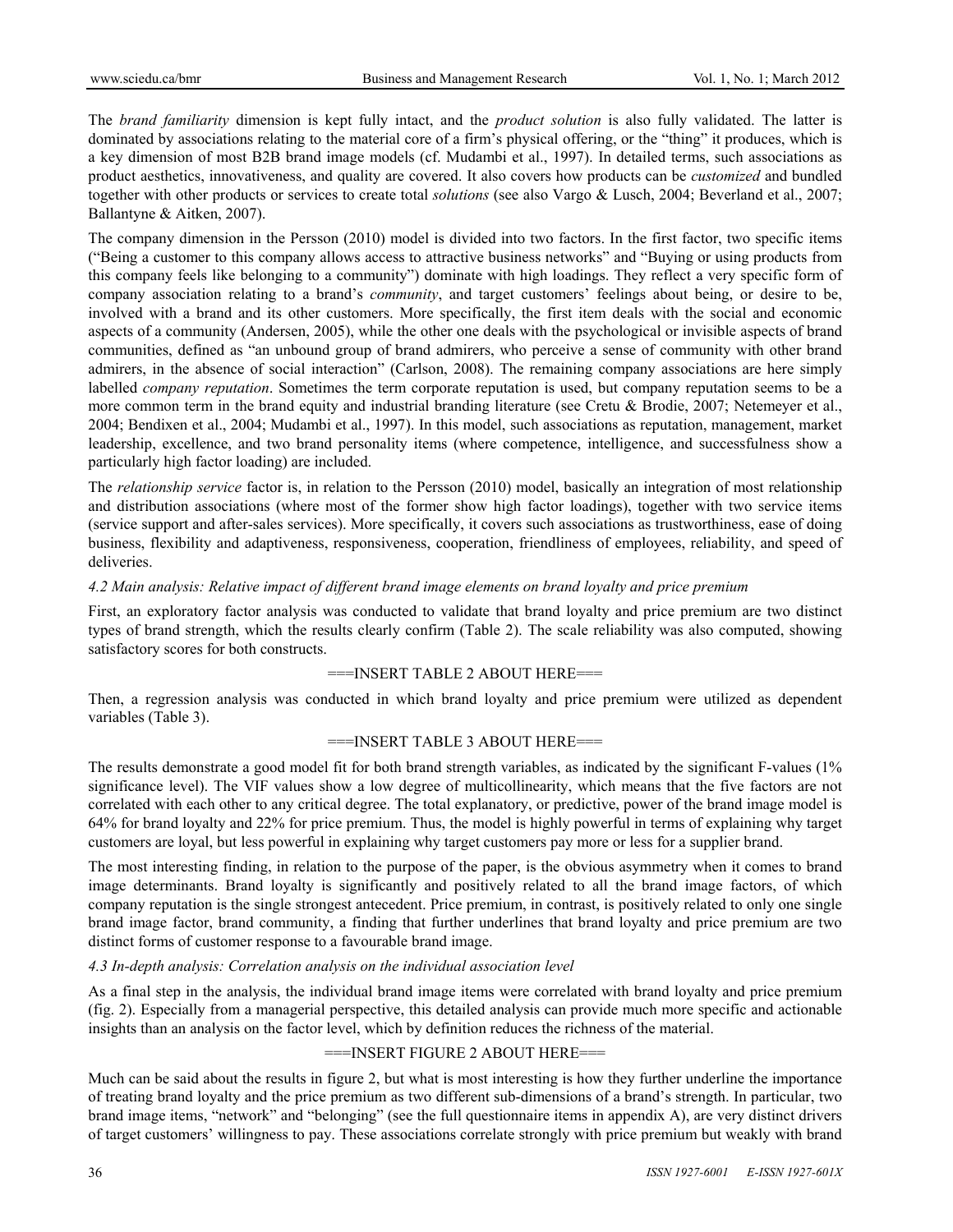The *brand familiarity* dimension is kept fully intact, and the *product solution* is also fully validated. The latter is dominated by associations relating to the material core of a firm's physical offering, or the "thing" it produces, which is a key dimension of most B2B brand image models (cf. Mudambi et al., 1997). In detailed terms, such associations as product aesthetics, innovativeness, and quality are covered. It also covers how products can be *customized* and bundled together with other products or services to create total *solutions* (see also Vargo & Lusch, 2004; Beverland et al., 2007; Ballantyne & Aitken, 2007).

The company dimension in the Persson (2010) model is divided into two factors. In the first factor, two specific items ("Being a customer to this company allows access to attractive business networks" and "Buying or using products from this company feels like belonging to a community") dominate with high loadings. They reflect a very specific form of company association relating to a brand's *community*, and target customers' feelings about being, or desire to be, involved with a brand and its other customers. More specifically, the first item deals with the social and economic aspects of a community (Andersen, 2005), while the other one deals with the psychological or invisible aspects of brand communities, defined as "an unbound group of brand admirers, who perceive a sense of community with other brand admirers, in the absence of social interaction" (Carlson, 2008). The remaining company associations are here simply labelled *company reputation*. Sometimes the term corporate reputation is used, but company reputation seems to be a more common term in the brand equity and industrial branding literature (see Cretu & Brodie, 2007; Netemeyer et al., 2004; Bendixen et al., 2004; Mudambi et al., 1997). In this model, such associations as reputation, management, market leadership, excellence, and two brand personality items (where competence, intelligence, and successfulness show a particularly high factor loading) are included.

The *relationship service* factor is, in relation to the Persson (2010) model, basically an integration of most relationship and distribution associations (where most of the former show high factor loadings), together with two service items (service support and after-sales services). More specifically, it covers such associations as trustworthiness, ease of doing business, flexibility and adaptiveness, responsiveness, cooperation, friendliness of employees, reliability, and speed of deliveries.

*4.2 Main analysis: Relative impact of different brand image elements on brand loyalty and price premium*

First, an exploratory factor analysis was conducted to validate that brand loyalty and price premium are two distinct types of brand strength, which the results clearly confirm (Table 2). The scale reliability was also computed, showing satisfactory scores for both constructs.

===INSERT TABLE 2 ABOUT HERE===

Then, a regression analysis was conducted in which brand loyalty and price premium were utilized as dependent variables (Table 3).

===INSERT TABLE 3 ABOUT HERE===

The results demonstrate a good model fit for both brand strength variables, as indicated by the significant F-values (1% significance level). The VIF values show a low degree of multicollinearity, which means that the five factors are not correlated with each other to any critical degree. The total explanatory, or predictive, power of the brand image model is 64% for brand loyalty and 22% for price premium. Thus, the model is highly powerful in terms of explaining why target customers are loyal, but less powerful in explaining why target customers pay more or less for a supplier brand.

The most interesting finding, in relation to the purpose of the paper, is the obvious asymmetry when it comes to brand image determinants. Brand loyalty is significantly and positively related to all the brand image factors, of which company reputation is the single strongest antecedent. Price premium, in contrast, is positively related to only one single brand image factor, brand community, a finding that further underlines that brand loyalty and price premium are two distinct forms of customer response to a favourable brand image.

*4.3 In-depth analysis: Correlation analysis on the individual association level*

As a final step in the analysis, the individual brand image items were correlated with brand loyalty and price premium (fig. 2). Especially from a managerial perspective, this detailed analysis can provide much more specific and actionable insights than an analysis on the factor level, which by definition reduces the richness of the material.

===INSERT FIGURE 2 ABOUT HERE===

Much can be said about the results in figure 2, but what is most interesting is how they further underline the importance of treating brand loyalty and the price premium as two different sub-dimensions of a brand's strength. In particular, two brand image items, "network" and "belonging" (see the full questionnaire items in appendix A), are very distinct drivers of target customers' willingness to pay. These associations correlate strongly with price premium but weakly with brand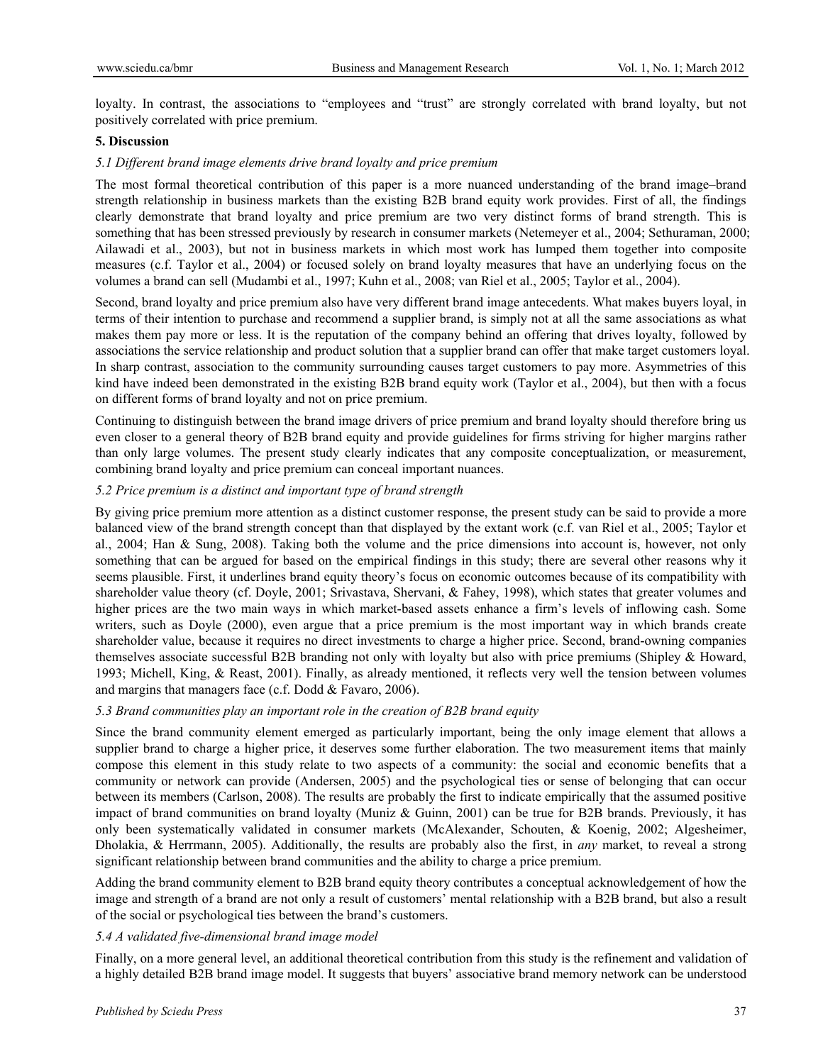loyalty. In contrast, the associations to "employees and "trust" are strongly correlated with brand loyalty, but not positively correlated with price premium.

## 5. Discussion

### *5.1 Different brand image elements drive brand loyalty and price premium*

The most formal theoretical contribution of this paper is a more nuanced understanding of the brand image–brand strength relationship in business markets than the existing B2B brand equity work provides. First of all, the findings clearly demonstrate that brand loyalty and price premium are two very distinct forms of brand strength. This is something that has been stressed previously by research in consumer markets (Netemeyer et al., 2004; Sethuraman, 2000; Ailawadi et al., 2003), but not in business markets in which most work has lumped them together into composite measures (c.f. Taylor et al., 2004) or focused solely on brand loyalty measures that have an underlying focus on the volumes a brand can sell (Mudambi et al., 1997; Kuhn et al., 2008; van Riel et al., 2005; Taylor et al., 2004).

Second, brand loyalty and price premium also have very different brand image antecedents. What makes buyers loyal, in terms of their intention to purchase and recommend a supplier brand, is simply not at all the same associations as what makes them pay more or less. It is the reputation of the company behind an offering that drives loyalty, followed by associations the service relationship and product solution that a supplier brand can offer that make target customers loyal. In sharp contrast, association to the community surrounding causes target customers to pay more. Asymmetries of this kind have indeed been demonstrated in the existing B2B brand equity work (Taylor et al., 2004), but then with a focus on different forms of brand loyalty and not on price premium.

Continuing to distinguish between the brand image drivers of price premium and brand loyalty should therefore bring us even closer to a general theory of B2B brand equity and provide guidelines for firms striving for higher margins rather than only large volumes. The present study clearly indicates that any composite conceptualization, or measurement, combining brand loyalty and price premium can conceal important nuances.

### *5.2 Price premium is a distinct and important type of brand strength*

By giving price premium more attention as a distinct customer response, the present study can be said to provide a more balanced view of the brand strength concept than that displayed by the extant work (c.f. van Riel et al., 2005; Taylor et al., 2004; Han & Sung, 2008). Taking both the volume and the price dimensions into account is, however, not only something that can be argued for based on the empirical findings in this study; there are several other reasons why it seems plausible. First, it underlines brand equity theory's focus on economic outcomes because of its compatibility with shareholder value theory (cf. Doyle, 2001; Srivastava, Shervani, & Fahey, 1998), which states that greater volumes and higher prices are the two main ways in which market-based assets enhance a firm's levels of inflowing cash. Some writers, such as Doyle (2000), even argue that a price premium is the most important way in which brands create shareholder value, because it requires no direct investments to charge a higher price. Second, brand-owning companies themselves associate successful B2B branding not only with loyalty but also with price premiums (Shipley & Howard, 1993; Michell, King, & Reast, 2001). Finally, as already mentioned, it reflects very well the tension between volumes and margins that managers face (c.f. Dodd & Favaro, 2006).

### *5.3 Brand communities play an important role in the creation of B2B brand equity*

Since the brand community element emerged as particularly important, being the only image element that allows a supplier brand to charge a higher price, it deserves some further elaboration. The two measurement items that mainly compose this element in this study relate to two aspects of a community: the social and economic benefits that a community or network can provide (Andersen, 2005) and the psychological ties or sense of belonging that can occur between its members (Carlson, 2008). The results are probably the first to indicate empirically that the assumed positive impact of brand communities on brand loyalty (Muniz & Guinn, 2001) can be true for B2B brands. Previously, it has only been systematically validated in consumer markets (McAlexander, Schouten, & Koenig, 2002; Algesheimer, Dholakia, & Herrmann, 2005). Additionally, the results are probably also the first, in *any* market, to reveal a strong significant relationship between brand communities and the ability to charge a price premium.

Adding the brand community element to B2B brand equity theory contributes a conceptual acknowledgement of how the image and strength of a brand are not only a result of customers' mental relationship with a B2B brand, but also a result of the social or psychological ties between the brand's customers.

### *5.4 A validated five-dimensional brand image model*

Finally, on a more general level, an additional theoretical contribution from this study is the refinement and validation of a highly detailed B2B brand image model. It suggests that buyers' associative brand memory network can be understood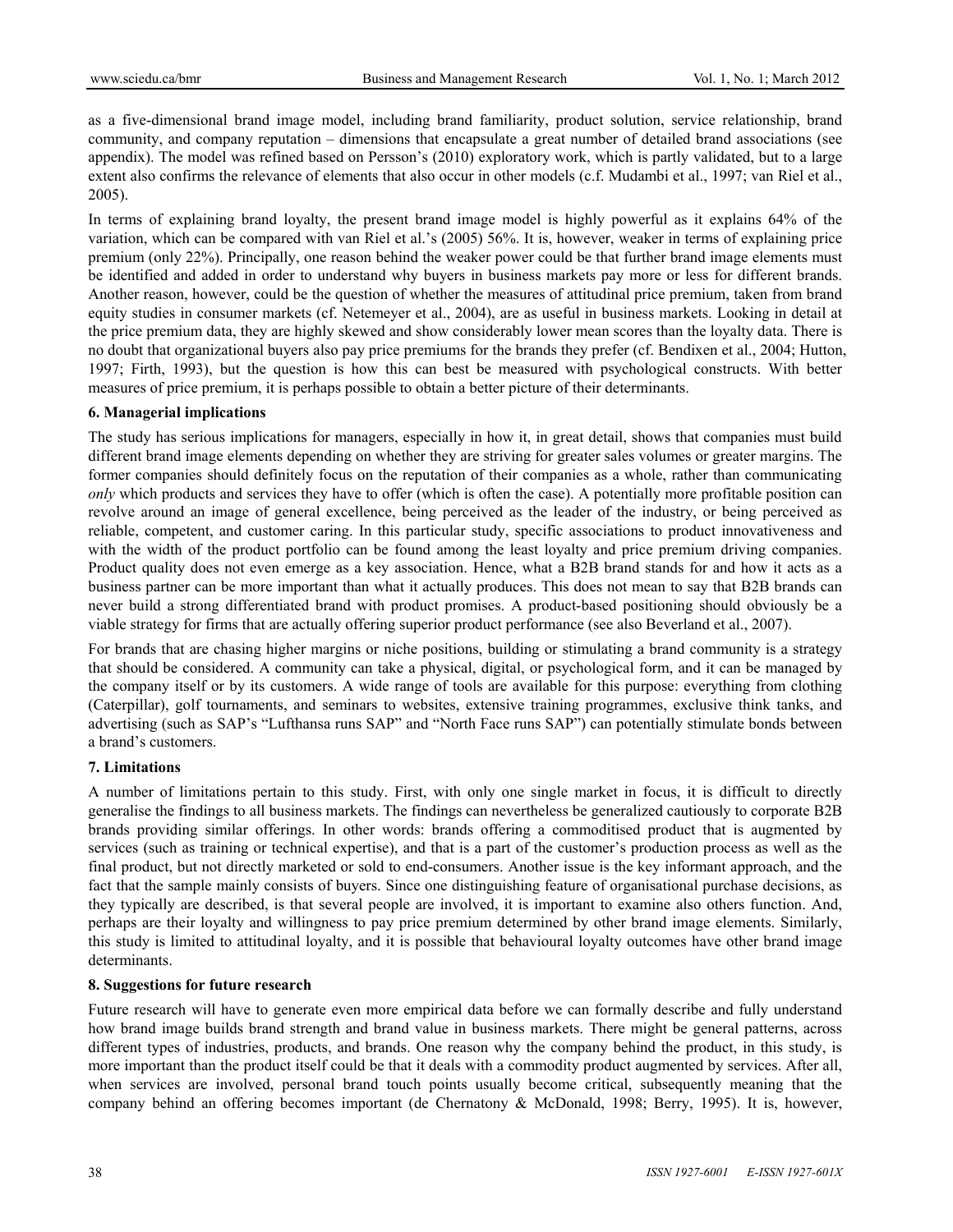as a five-dimensional brand image model, including brand familiarity, product solution, service relationship, brand community, and company reputation – dimensions that encapsulate a great number of detailed brand associations (see appendix). The model was refined based on Persson's (2010) exploratory work, which is partly validated, but to a large extent also confirms the relevance of elements that also occur in other models (c.f. Mudambi et al., 1997; van Riel et al., 2005).

In terms of explaining brand loyalty, the present brand image model is highly powerful as it explains 64% of the variation, which can be compared with van Riel et al.'s (2005) 56%. It is, however, weaker in terms of explaining price premium (only 22%). Principally, one reason behind the weaker power could be that further brand image elements must be identified and added in order to understand why buyers in business markets pay more or less for different brands. Another reason, however, could be the question of whether the measures of attitudinal price premium, taken from brand equity studies in consumer markets (cf. Netemeyer et al., 2004), are as useful in business markets. Looking in detail at the price premium data, they are highly skewed and show considerably lower mean scores than the loyalty data. There is no doubt that organizational buyers also pay price premiums for the brands they prefer (cf. Bendixen et al., 2004; Hutton, 1997; Firth, 1993), but the question is how this can best be measured with psychological constructs. With better measures of price premium, it is perhaps possible to obtain a better picture of their determinants.

## 6. Managerial implications

The study has serious implications for managers, especially in how it, in great detail, shows that companies must build different brand image elements depending on whether they are striving for greater sales volumes or greater margins. The former companies should definitely focus on the reputation of their companies as a whole, rather than communicating *only* which products and services they have to offer (which is often the case). A potentially more profitable position can revolve around an image of general excellence, being perceived as the leader of the industry, or being perceived as reliable, competent, and customer caring. In this particular study, specific associations to product innovativeness and with the width of the product portfolio can be found among the least loyalty and price premium driving companies. Product quality does not even emerge as a key association. Hence, what a B2B brand stands for and how it acts as a business partner can be more important than what it actually produces. This does not mean to say that B2B brands can never build a strong differentiated brand with product promises. A product-based positioning should obviously be a viable strategy for firms that are actually offering superior product performance (see also Beverland et al., 2007).

For brands that are chasing higher margins or niche positions, building or stimulating a brand community is a strategy that should be considered. A community can take a physical, digital, or psychological form, and it can be managed by the company itself or by its customers. A wide range of tools are available for this purpose: everything from clothing (Caterpillar), golf tournaments, and seminars to websites, extensive training programmes, exclusive think tanks, and advertising (such as SAP's "Lufthansa runs SAP" and "North Face runs SAP") can potentially stimulate bonds between a brand's customers.

## 7. Limitations

A number of limitations pertain to this study. First, with only one single market in focus, it is difficult to directly generalise the findings to all business markets. The findings can nevertheless be generalized cautiously to corporate B2B brands providing similar offerings. In other words: brands offering a commoditised product that is augmented by services (such as training or technical expertise), and that is a part of the customer's production process as well as the final product, but not directly marketed or sold to end-consumers. Another issue is the key informant approach, and the fact that the sample mainly consists of buyers. Since one distinguishing feature of organisational purchase decisions, as they typically are described, is that several people are involved, it is important to examine also others function. And, perhaps are their loyalty and willingness to pay price premium determined by other brand image elements. Similarly, this study is limited to attitudinal loyalty, and it is possible that behavioural loyalty outcomes have other brand image determinants.

## 8. Suggestions for future research

Future research will have to generate even more empirical data before we can formally describe and fully understand how brand image builds brand strength and brand value in business markets. There might be general patterns, across different types of industries, products, and brands. One reason why the company behind the product, in this study, is more important than the product itself could be that it deals with a commodity product augmented by services. After all, when services are involved, personal brand touch points usually become critical, subsequently meaning that the company behind an offering becomes important (de Chernatony & McDonald, 1998; Berry, 1995). It is, however,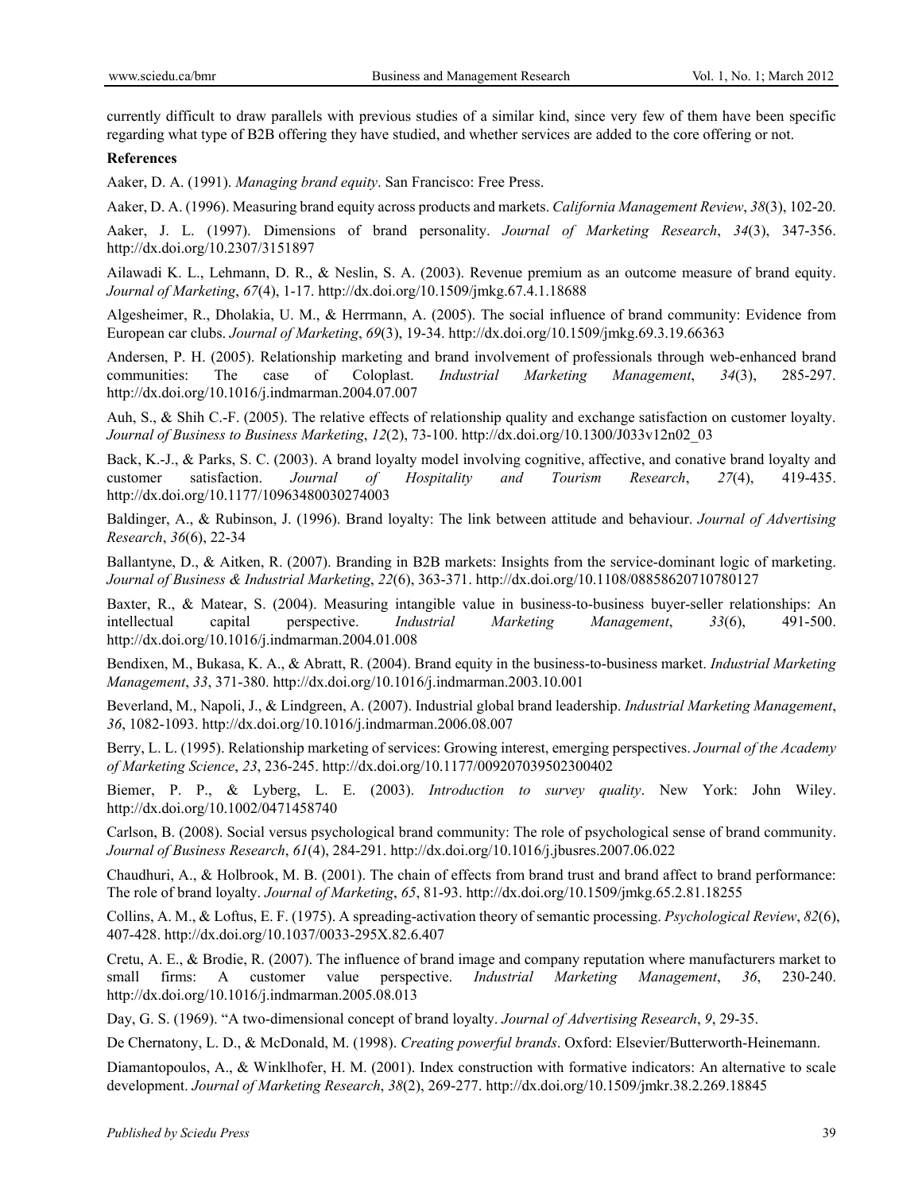currently difficult to draw parallels with previous studies of a similar kind, since very few of them have been specific regarding what type of B2B offering they have studied, and whether services are added to the core offering or not.

**References**

Aaker, D. A. (1991). *Managing brand equity*. San Francisco: Free Press.

Aaker, D. A. (1996). Measuring brand equity across products and markets. *California Management Review*, *38*(3), 102-20.

Aaker, J. L. (1997). Dimensions of brand personality. *Journal of Marketing Research*, *34*(3), 347-356. http://dx.doi.org/10.2307/3151897

Ailawadi K. L., Lehmann, D. R., & Neslin, S. A. (2003). Revenue premium as an outcome measure of brand equity. *Journal of Marketing*, *67*(4), 1-17. http://dx.doi.org/10.1509/jmkg.67.4.1.18688

Algesheimer, R., Dholakia, U. M., & Herrmann, A. (2005). The social influence of brand community: Evidence from European car clubs. *Journal of Marketing*, *69*(3), 19-34. http://dx.doi.org/10.1509/jmkg.69.3.19.66363

Andersen, P. H. (2005). Relationship marketing and brand involvement of professionals through web-enhanced brand communities: The case of Coloplast. *Industrial Marketing Management*, *34*(3), 285-297. http://dx.doi.org/10.1016/j.indmarman.2004.07.007

Auh, S., & Shih C.-F. (2005). The relative effects of relationship quality and exchange satisfaction on customer loyalty. *Journal of Business to Business Marketing*, *12*(2), 73-100. http://dx.doi.org/10.1300/J033v12n02_03

Back, K.-J., & Parks, S. C. (2003). A brand loyalty model involving cognitive, affective, and conative brand loyalty and customer satisfaction. *Journal of Hospitality and Tourism Research*, *27*(4), 419-435. http://dx.doi.org/10.1177/10963480030274003

Baldinger, A., & Rubinson, J. (1996). Brand loyalty: The link between attitude and behaviour. *Journal of Advertising Research*, *36*(6), 22-34

Ballantyne, D., & Aitken, R. (2007). Branding in B2B markets: Insights from the service-dominant logic of marketing. *Journal of Business & Industrial Marketing*, *22*(6), 363-371. http://dx.doi.org/10.1108/08858620710780127

Baxter, R., & Matear, S. (2004). Measuring intangible value in business-to-business buyer-seller relationships: An intellectual capital perspective. *Industrial Marketing Management*, *33*(6), 491-500. http://dx.doi.org/10.1016/j.indmarman.2004.01.008

Bendixen, M., Bukasa, K. A., & Abratt, R. (2004). Brand equity in the business-to-business market. *Industrial Marketing Management*, *33*, 371-380. http://dx.doi.org/10.1016/j.indmarman.2003.10.001

Beverland, M., Napoli, J., & Lindgreen, A. (2007). Industrial global brand leadership. *Industrial Marketing Management*, *36*, 1082-1093. http://dx.doi.org/10.1016/j.indmarman.2006.08.007

Berry, L. L. (1995). Relationship marketing of services: Growing interest, emerging perspectives. *Journal of the Academy of Marketing Science*, *23*, 236-245. http://dx.doi.org/10.1177/009207039502300402

Biemer, P. P., & Lyberg, L. E. (2003). *Introduction to survey quality*. New York: John Wiley. http://dx.doi.org/10.1002/0471458740

Carlson, B. (2008). Social versus psychological brand community: The role of psychological sense of brand community. *Journal of Business Research*, *61*(4), 284-291. http://dx.doi.org/10.1016/j.jbusres.2007.06.022

Chaudhuri, A., & Holbrook, M. B. (2001). The chain of effects from brand trust and brand affect to brand performance: The role of brand loyalty. *Journal of Marketing*, *65*, 81-93. http://dx.doi.org/10.1509/jmkg.65.2.81.18255

Collins, A. M., & Loftus, E. F. (1975). A spreading-activation theory of semantic processing. *Psychological Review*, *82*(6), 407-428. http://dx.doi.org/10.1037/0033-295X.82.6.407

Cretu, A. E., & Brodie, R. (2007). The influence of brand image and company reputation where manufacturers market to small firms: A customer value perspective. *Industrial Marketing Management*, *36*, 230-240. http://dx.doi.org/10.1016/j.indmarman.2005.08.013

Day, G. S. (1969). "A two-dimensional concept of brand loyalty. *Journal of Advertising Research*, *9*, 29-35.

De Chernatony, L. D., & McDonald, M. (1998). *Creating powerful brands*. Oxford: Elsevier/Butterworth-Heinemann.

Diamantopoulos, A., & Winklhofer, H. M. (2001). Index construction with formative indicators: An alternative to scale development. *Journal of Marketing Research*, *38*(2), 269-277. http://dx.doi.org/10.1509/jmkr.38.2.269.18845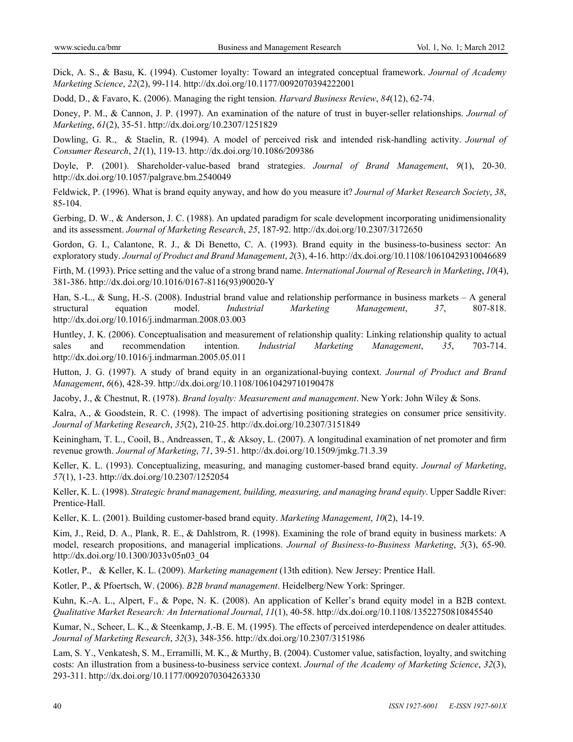Dick, A. S., & Basu, K. (1994). Customer loyalty: Toward an integrated conceptual framework. *Journal of Academy Marketing Science*, *22*(2), 99-114. http://dx.doi.org/10.1177/0092070394222001

Dodd, D., & Favaro, K. (2006). Managing the right tension. *Harvard Business Review*, *84*(12), 62-74.

Doney, P. M., & Cannon, J. P. (1997). An examination of the nature of trust in buyer-seller relationships. *Journal of Marketing*, *61*(2), 35-51. http://dx.doi.org/10.2307/1251829

Dowling, G. R., & Staelin, R. (1994). A model of perceived risk and intended risk-handling activity. *Journal of Consumer Research*, *21*(1), 119-13. http://dx.doi.org/10.1086/209386

Doyle, P. (2001). Shareholder-value-based brand strategies. *Journal of Brand Management*, *9*(1), 20-30. http://dx.doi.org/10.1057/palgrave.bm.2540049

Feldwick, P. (1996). What is brand equity anyway, and how do you measure it? *Journal of Market Research Society*, *38*, 85-104.

Gerbing, D. W., & Anderson, J. C. (1988). An updated paradigm for scale development incorporating unidimensionality and its assessment. *Journal of Marketing Research*, *25*, 187-92. http://dx.doi.org/10.2307/3172650

Gordon, G. I., Calantone, R. J., & Di Benetto, C. A. (1993). Brand equity in the business-to-business sector: An exploratory study. *Journal of Product and Brand Management*, *2*(3), 4-16. http://dx.doi.org/10.1108/10610429310046689

Firth, M. (1993). Price setting and the value of a strong brand name. *International Journal of Research in Marketing*, *10*(4), 381-386. http://dx.doi.org/10.1016/0167-8116(93)90020-Y

Han, S.-L., & Sung, H.-S. (2008). Industrial brand value and relationship performance in business markets – A general structural equation model. *Industrial Marketing Management*, *37*, 807-818. http://dx.doi.org/10.1016/j.indmarman.2008.03.003

Huntley, J. K. (2006). Conceptualisation and measurement of relationship quality: Linking relationship quality to actual sales and recommendation intention. *Industrial Marketing Management*, *35*, 703-714. http://dx.doi.org/10.1016/j.indmarman.2005.05.011

Hutton, J. G. (1997). A study of brand equity in an organizational-buying context. *Journal of Product and Brand Management*, *6*(6), 428-39. http://dx.doi.org/10.1108/10610429710190478

Jacoby, J., & Chestnut, R. (1978). *Brand loyalty: Measurement and management*. New York: John Wiley & Sons.

Kalra, A., & Goodstein, R. C. (1998). The impact of advertising positioning strategies on consumer price sensitivity. *Journal of Marketing Research*, *35*(2), 210-25. http://dx.doi.org/10.2307/3151849

Keiningham, T. L., Cooil, B., Andreassen, T., & Aksoy, L. (2007). A longitudinal examination of net promoter and firm revenue growth. *Journal of Marketing*, *71*, 39-51. http://dx.doi.org/10.1509/jmkg.71.3.39

Keller, K. L. (1993). Conceptualizing, measuring, and managing customer-based brand equity. *Journal of Marketing*, *57*(1), 1-23. http://dx.doi.org/10.2307/1252054

Keller, K. L. (1998). *Strategic brand management, building, measuring, and managing brand equity*. Upper Saddle River: Prentice-Hall.

Keller, K. L. (2001). Building customer-based brand equity. *Marketing Management*, *10*(2), 14-19.

Kim, J., Reid, D. A., Plank, R. E., & Dahlstrom, R. (1998). Examining the role of brand equity in business markets: A model, research propositions, and managerial implications. *Journal of Business-to-Business Marketing*, *5*(3), 65-90. http://dx.doi.org/10.1300/J033v05n03_04

Kotler, P., & Keller, K. L. (2009). *Marketing management* (13th edition). New Jersey: Prentice Hall.

Kotler, P., & Pfoertsch, W. (2006). *B2B brand management*. Heidelberg/New York: Springer.

Kuhn, K.-A. L., Alpert, F., & Pope, N. K. (2008). An application of Keller's brand equity model in a B2B context. *Qualitative Market Research: An International Journal*, *11*(1), 40-58. http://dx.doi.org/10.1108/13522750810845540

Kumar, N., Scheer, L. K., & Steenkamp, J.-B. E. M. (1995). The effects of perceived interdependence on dealer attitudes. *Journal of Marketing Research*, *32*(3), 348-356. http://dx.doi.org/10.2307/3151986

Lam, S. Y., Venkatesh, S. M., Erramilli, M. K., & Murthy, B. (2004). Customer value, satisfaction, loyalty, and switching costs: An illustration from a business-to-business service context. *Journal of the Academy of Marketing Science*, *32*(3), 293-311. http://dx.doi.org/10.1177/0092070304263330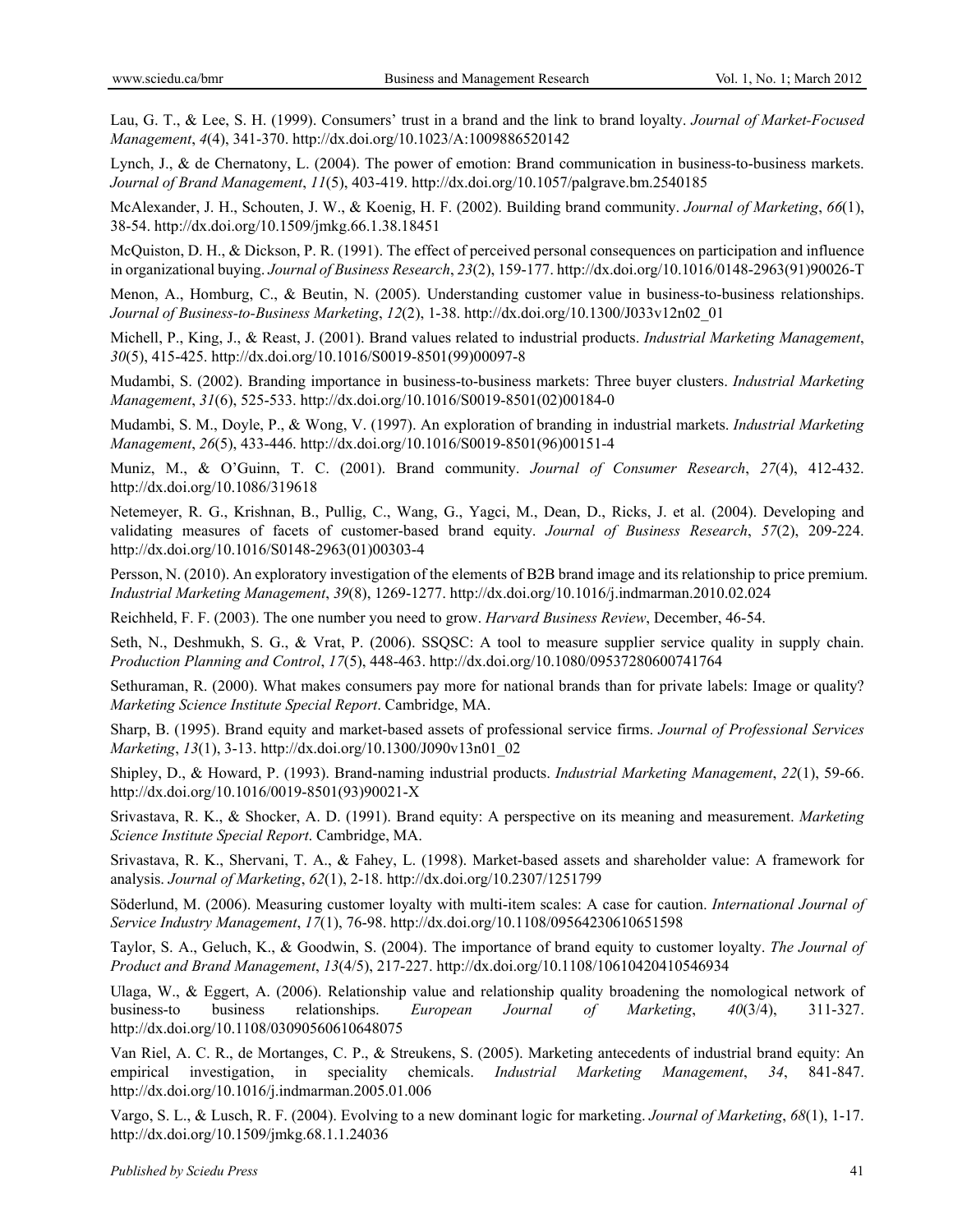Lau, G. T., & Lee, S. H. (1999). Consumers' trust in a brand and the link to brand loyalty. *Journal of Market-Focused Management*, *4*(4), 341-370. http://dx.doi.org/10.1023/A:1009886520142

Lynch, J., & de Chernatony, L. (2004). The power of emotion: Brand communication in business-to-business markets. *Journal of Brand Management*, *11*(5), 403-419. http://dx.doi.org/10.1057/palgrave.bm.2540185

McAlexander, J. H., Schouten, J. W., & Koenig, H. F. (2002). Building brand community. *Journal of Marketing*, *66*(1), 38-54. http://dx.doi.org/10.1509/jmkg.66.1.38.18451

McQuiston, D. H., & Dickson, P. R. (1991). The effect of perceived personal consequences on participation and influence in organizational buying. *Journal of Business Research*, *23*(2), 159-177. http://dx.doi.org/10.1016/0148-2963(91)90026-T

Menon, A., Homburg, C., & Beutin, N. (2005). Understanding customer value in business-to-business relationships. *Journal of Business-to-Business Marketing*, *12*(2), 1-38. http://dx.doi.org/10.1300/J033v12n02_01

Michell, P., King, J., & Reast, J. (2001). Brand values related to industrial products. *Industrial Marketing Management*, *30*(5), 415-425. http://dx.doi.org/10.1016/S0019-8501(99)00097-8

Mudambi, S. (2002). Branding importance in business-to-business markets: Three buyer clusters. *Industrial Marketing Management*, *31*(6), 525-533. http://dx.doi.org/10.1016/S0019-8501(02)00184-0

Mudambi, S. M., Doyle, P., & Wong, V. (1997). An exploration of branding in industrial markets. *Industrial Marketing Management*, *26*(5), 433-446. http://dx.doi.org/10.1016/S0019-8501(96)00151-4

Muniz, M., & O'Guinn, T. C. (2001). Brand community. *Journal of Consumer Research*, *27*(4), 412-432. http://dx.doi.org/10.1086/319618

Netemeyer, R. G., Krishnan, B., Pullig, C., Wang, G., Yagci, M., Dean, D., Ricks, J. et al. (2004). Developing and validating measures of facets of customer-based brand equity. *Journal of Business Research*, *57*(2), 209-224. http://dx.doi.org/10.1016/S0148-2963(01)00303-4

Persson, N. (2010). An exploratory investigation of the elements of B2B brand image and its relationship to price premium. *Industrial Marketing Management*, *39*(8), 1269-1277. http://dx.doi.org/10.1016/j.indmarman.2010.02.024

Reichheld, F. F. (2003). The one number you need to grow. *Harvard Business Review*, December, 46-54.

Seth, N., Deshmukh, S. G., & Vrat, P. (2006). SSQSC: A tool to measure supplier service quality in supply chain. *Production Planning and Control*, *17*(5), 448-463. http://dx.doi.org/10.1080/09537280600741764

Sethuraman, R. (2000). What makes consumers pay more for national brands than for private labels: Image or quality? *Marketing Science Institute Special Report*. Cambridge, MA.

Sharp, B. (1995). Brand equity and market-based assets of professional service firms. *Journal of Professional Services Marketing*, *13*(1), 3-13. http://dx.doi.org/10.1300/J090v13n01_02

Shipley, D., & Howard, P. (1993). Brand-naming industrial products. *Industrial Marketing Management*, *22*(1), 59-66. http://dx.doi.org/10.1016/0019-8501(93)90021-X

Srivastava, R. K., & Shocker, A. D. (1991). Brand equity: A perspective on its meaning and measurement. *Marketing Science Institute Special Report*. Cambridge, MA.

Srivastava, R. K., Shervani, T. A., & Fahey, L. (1998). Market-based assets and shareholder value: A framework for analysis. *Journal of Marketing*, *62*(1), 2-18. http://dx.doi.org/10.2307/1251799

Söderlund, M. (2006). Measuring customer loyalty with multi-item scales: A case for caution. *International Journal of Service Industry Management*, *17*(1), 76-98. http://dx.doi.org/10.1108/09564230610651598

Taylor, S. A., Geluch, K., & Goodwin, S. (2004). The importance of brand equity to customer loyalty. *The Journal of Product and Brand Management*, *13*(4/5), 217-227. http://dx.doi.org/10.1108/10610420410546934

Ulaga, W., & Eggert, A. (2006). Relationship value and relationship quality broadening the nomological network of business-to business relationships. *European Journal of Marketing*, *40*(3/4), 311-327. http://dx.doi.org/10.1108/03090560610648075

Van Riel, A. C. R., de Mortanges, C. P., & Streukens, S. (2005). Marketing antecedents of industrial brand equity: An empirical investigation, in speciality chemicals. *Industrial Marketing Management*, *34*, 841-847. http://dx.doi.org/10.1016/j.indmarman.2005.01.006

Vargo, S. L., & Lusch, R. F. (2004). Evolving to a new dominant logic for marketing. *Journal of Marketing*, *68*(1), 1-17. http://dx.doi.org/10.1509/jmkg.68.1.1.24036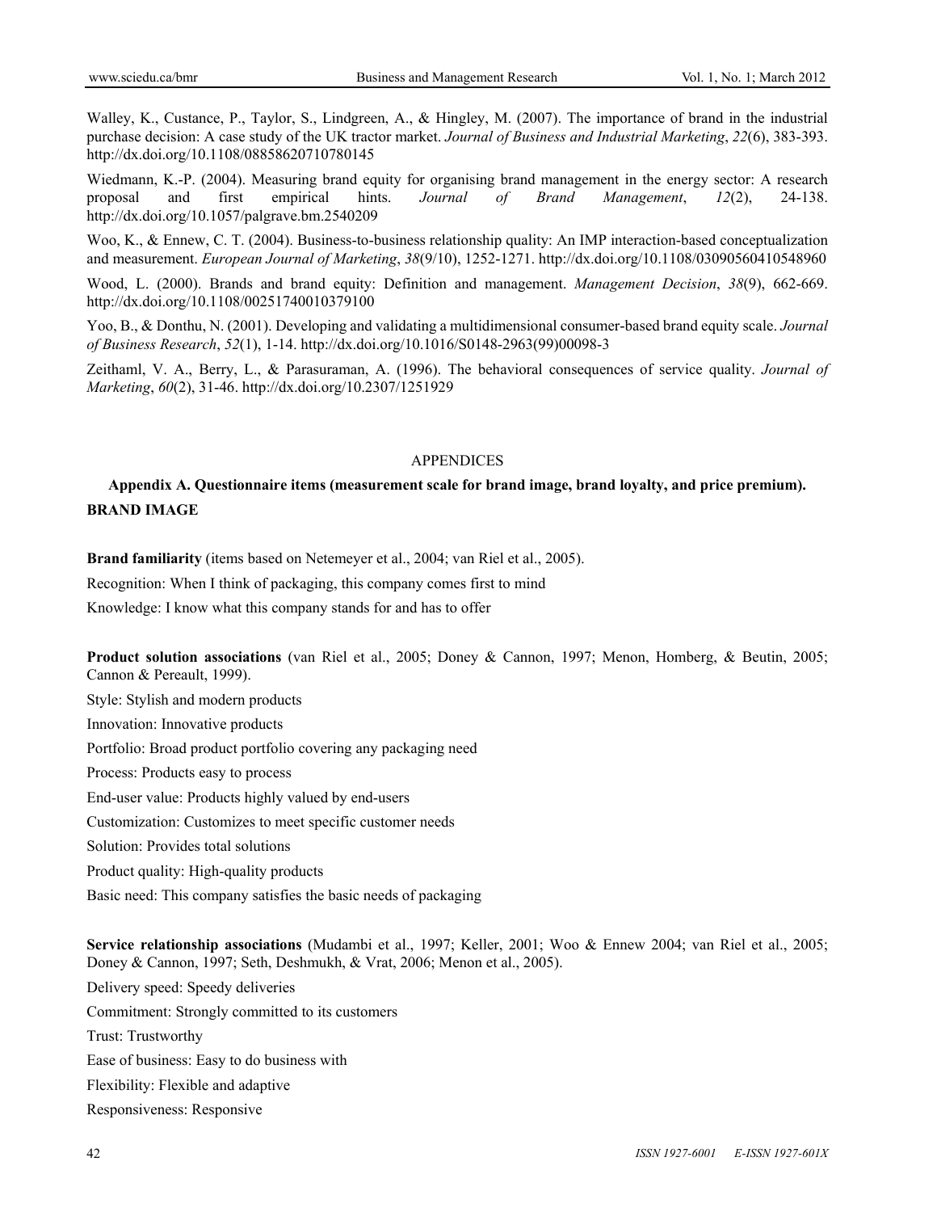Walley, K., Custance, P., Taylor, S., Lindgreen, A., & Hingley, M. (2007). The importance of brand in the industrial purchase decision: A case study of the UK tractor market. *Journal of Business and Industrial Marketing*, *22*(6), 383-393. http://dx.doi.org/10.1108/08858620710780145

Wiedmann, K.-P. (2004). Measuring brand equity for organising brand management in the energy sector: A research proposal and first empirical hints. *Journal of Brand Management*, *12*(2), 24-138. http://dx.doi.org/10.1057/palgrave.bm.2540209

Woo, K., & Ennew, C. T. (2004). Business-to-business relationship quality: An IMP interaction-based conceptualization and measurement. *European Journal of Marketing*, *38*(9/10), 1252-1271. http://dx.doi.org/10.1108/03090560410548960

Wood, L. (2000). Brands and brand equity: Definition and management. *Management Decision*, *38*(9), 662-669. http://dx.doi.org/10.1108/00251740010379100

Yoo, B., & Donthu, N. (2001). Developing and validating a multidimensional consumer-based brand equity scale. *Journal of Business Research*, *52*(1), 1-14. http://dx.doi.org/10.1016/S0148-2963(99)00098-3

Zeithaml, V. A., Berry, L., & Parasuraman, A. (1996). The behavioral consequences of service quality. *Journal of Marketing*, *60*(2), 31-46. http://dx.doi.org/10.2307/1251929

## APPENDICES

### Appendix A. Questionnaire items (measurement scale for brand image, brand loyalty, and price premium).

**BRAND IMAGE**

**Brand familiarity** (items based on Netemeyer et al., 2004; van Riel et al., 2005).

Recognition: When I think of packaging, this company comes first to mind

Knowledge: I know what this company stands for and has to offer

**Product solution associations** (van Riel et al., 2005; Doney & Cannon, 1997; Menon, Homberg, & Beutin, 2005; Cannon & Pereault, 1999).

Style: Stylish and modern products

Innovation: Innovative products

Portfolio: Broad product portfolio covering any packaging need

Process: Products easy to process

End-user value: Products highly valued by end-users

Customization: Customizes to meet specific customer needs

Solution: Provides total solutions

Product quality: High-quality products

Basic need: This company satisfies the basic needs of packaging

**Service relationship associations** (Mudambi et al., 1997; Keller, 2001; Woo & Ennew 2004; van Riel et al., 2005; Doney & Cannon, 1997; Seth, Deshmukh, & Vrat, 2006; Menon et al., 2005).

Delivery speed: Speedy deliveries

Commitment: Strongly committed to its customers

Trust: Trustworthy

Ease of business: Easy to do business with

Flexibility: Flexible and adaptive

Responsiveness: Responsive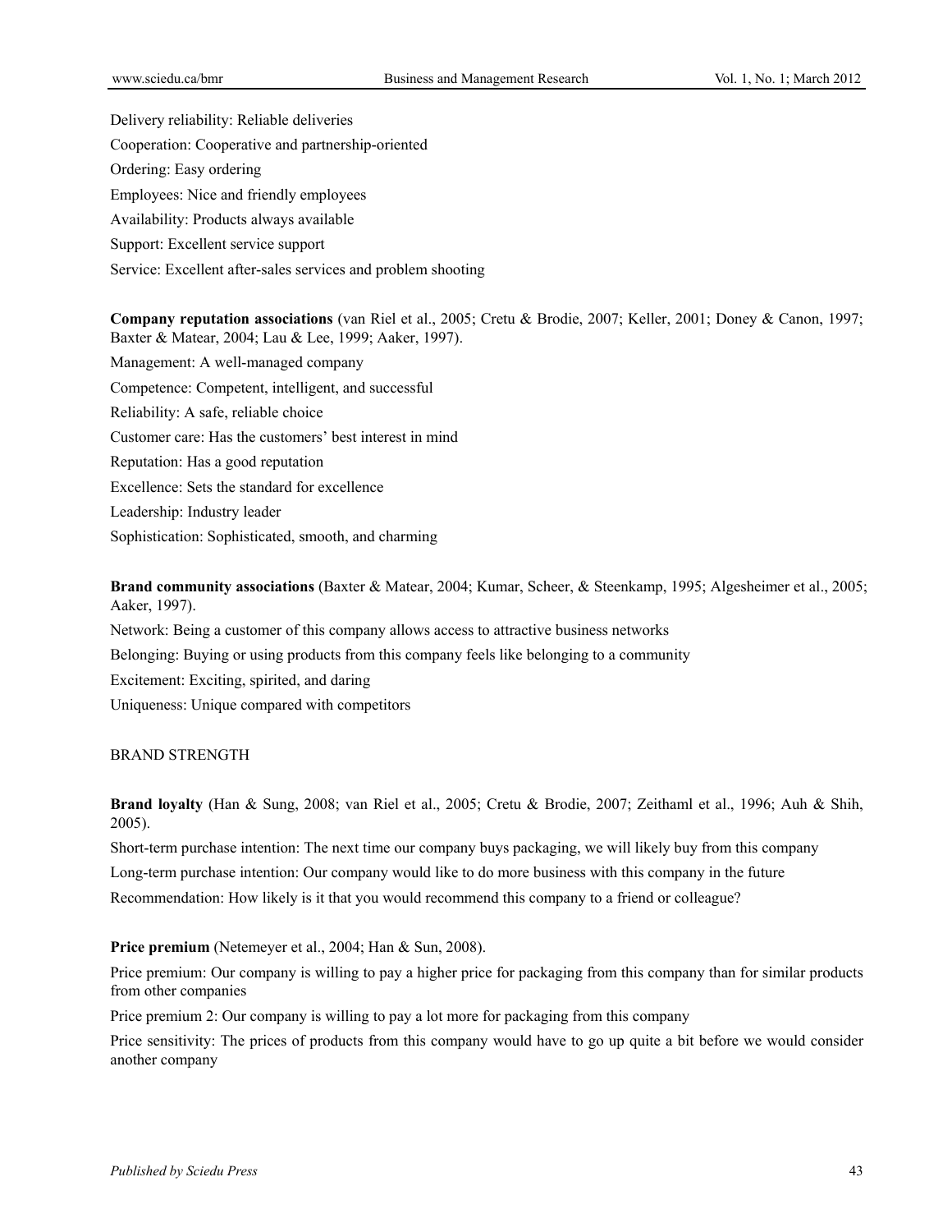Delivery reliability: Reliable deliveries

Cooperation: Cooperative and partnership-oriented

Ordering: Easy ordering

Employees: Nice and friendly employees

Availability: Products always available

Support: Excellent service support

Service: Excellent after-sales services and problem shooting

**Company reputation associations** (van Riel et al., 2005; Cretu & Brodie, 2007; Keller, 2001; Doney & Canon, 1997; Baxter & Matear, 2004; Lau & Lee, 1999; Aaker, 1997).

Management: A well-managed company

Competence: Competent, intelligent, and successful

Reliability: A safe, reliable choice

Customer care: Has the customers' best interest in mind

Reputation: Has a good reputation

Excellence: Sets the standard for excellence

Leadership: Industry leader

Sophistication: Sophisticated, smooth, and charming

**Brand community associations** (Baxter & Matear, 2004; Kumar, Scheer, & Steenkamp, 1995; Algesheimer et al., 2005; Aaker, 1997).

Network: Being a customer of this company allows access to attractive business networks

Belonging: Buying or using products from this company feels like belonging to a community

Excitement: Exciting, spirited, and daring

Uniqueness: Unique compared with competitors

BRAND STRENGTH

**Brand loyalty** (Han & Sung, 2008; van Riel et al., 2005; Cretu & Brodie, 2007; Zeithaml et al., 1996; Auh & Shih, 2005).

Short-term purchase intention: The next time our company buys packaging, we will likely buy from this company

Long-term purchase intention: Our company would like to do more business with this company in the future

Recommendation: How likely is it that you would recommend this company to a friend or colleague?

**Price premium** (Netemeyer et al., 2004; Han & Sun, 2008).

Price premium: Our company is willing to pay a higher price for packaging from this company than for similar products from other companies

Price premium 2: Our company is willing to pay a lot more for packaging from this company

Price sensitivity: The prices of products from this company would have to go up quite a bit before we would consider another company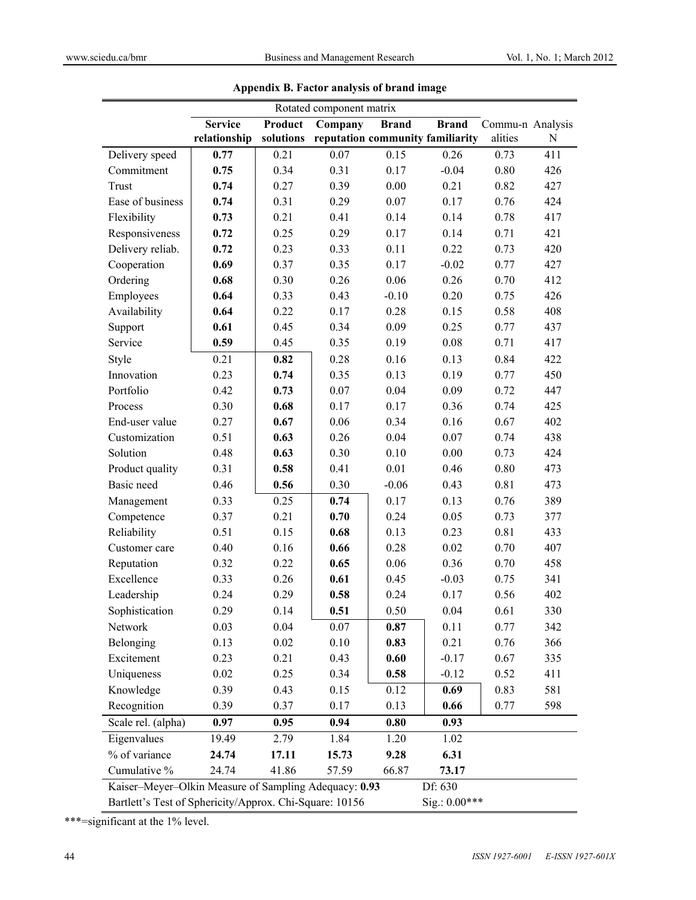**Appendix B. Factor analysis of brand image**

| | Rotated component matrix | | | | | | |
|---|---|---|---|---|---|---|---|
| | **Service relationship** | **Product solutions** | **Company reputation** | **Brand community** | **Brand familiarity** | Commu-n alities | Analysis N |
| Delivery speed | **0.77** | 0.21 | 0.07 | 0.15 | 0.26 | 0.73 | 411 |
| Commitment | **0.75** | 0.34 | 0.31 | 0.17 | -0.04 | 0.80 | 426 |
| Trust | **0.74** | 0.27 | 0.39 | 0.00 | 0.21 | 0.82 | 427 |
| Ease of business | **0.74** | 0.31 | 0.29 | 0.07 | 0.17 | 0.76 | 424 |
| Flexibility | **0.73** | 0.21 | 0.41 | 0.14 | 0.14 | 0.78 | 417 |
| Responsiveness | **0.72** | 0.25 | 0.29 | 0.17 | 0.14 | 0.71 | 421 |
| Delivery reliab. | **0.72** | 0.23 | 0.33 | 0.11 | 0.22 | 0.73 | 420 |
| Cooperation | **0.69** | 0.37 | 0.35 | 0.17 | -0.02 | 0.77 | 427 |
| Ordering | **0.68** | 0.30 | 0.26 | 0.06 | 0.26 | 0.70 | 412 |
| Employees | **0.64** | 0.33 | 0.43 | -0.10 | 0.20 | 0.75 | 426 |
| Availability | **0.64** | 0.22 | 0.17 | 0.28 | 0.15 | 0.58 | 408 |
| Support | **0.61** | 0.45 | 0.34 | 0.09 | 0.25 | 0.77 | 437 |
| Service | **0.59** | 0.45 | 0.35 | 0.19 | 0.08 | 0.71 | 417 |
| Style | 0.21 | **0.82** | 0.28 | 0.16 | 0.13 | 0.84 | 422 |
| Innovation | 0.23 | **0.74** | 0.35 | 0.13 | 0.19 | 0.77 | 450 |
| Portfolio | 0.42 | **0.73** | 0.07 | 0.04 | 0.09 | 0.72 | 447 |
| Process | 0.30 | **0.68** | 0.17 | 0.17 | 0.36 | 0.74 | 425 |
| End-user value | 0.27 | **0.67** | 0.06 | 0.34 | 0.16 | 0.67 | 402 |
| Customization | 0.51 | **0.63** | 0.26 | 0.04 | 0.07 | 0.74 | 438 |
| Solution | 0.48 | **0.63** | 0.30 | 0.10 | 0.00 | 0.73 | 424 |
| Product quality | 0.31 | **0.58** | 0.41 | 0.01 | 0.46 | 0.80 | 473 |
| Basic need | 0.46 | **0.56** | 0.30 | -0.06 | 0.43 | 0.81 | 473 |
| Management | 0.33 | 0.25 | **0.74** | 0.17 | 0.13 | 0.76 | 389 |
| Competence | 0.37 | 0.21 | **0.70** | 0.24 | 0.05 | 0.73 | 377 |
| Reliability | 0.51 | 0.15 | **0.68** | 0.13 | 0.23 | 0.81 | 433 |
| Customer care | 0.40 | 0.16 | **0.66** | 0.28 | 0.02 | 0.70 | 407 |
| Reputation | 0.32 | 0.22 | **0.65** | 0.06 | 0.36 | 0.70 | 458 |
| Excellence | 0.33 | 0.26 | **0.61** | 0.45 | -0.03 | 0.75 | 341 |
| Leadership | 0.24 | 0.29 | **0.58** | 0.24 | 0.17 | 0.56 | 402 |
| Sophistication | 0.29 | 0.14 | **0.51** | 0.50 | 0.04 | 0.61 | 330 |
| Network | 0.03 | 0.04 | 0.07 | **0.87** | 0.11 | 0.77 | 342 |
| Belonging | 0.13 | 0.02 | 0.10 | **0.83** | 0.21 | 0.76 | 366 |
| Excitement | 0.23 | 0.21 | 0.43 | **0.60** | -0.17 | 0.67 | 335 |
| Uniqueness | 0.02 | 0.25 | 0.34 | **0.58** | -0.12 | 0.52 | 411 |
| Knowledge | 0.39 | 0.43 | 0.15 | 0.12 | **0.69** | 0.83 | 581 |
| Recognition | 0.39 | 0.37 | 0.17 | 0.13 | **0.66** | 0.77 | 598 |
| Scale rel. (alpha) | **0.97** | **0.95** | **0.94** | **0.80** | **0.93** | | |
| Eigenvalues | 19.49 | 2.79 | 1.84 | 1.20 | 1.02 | | |
| % of variance | **24.74** | **17.11** | **15.73** | **9.28** | **6.31** | | |
| Cumulative % | 24.74 | 41.86 | 57.59 | 66.87 | **73.17** | | |
| Kaiser–Meyer–Olkin Measure of Sampling Adequacy: **0.93** | | | | | Df: 630 | | |
| Bartlett's Test of Sphericity/Approx. Chi-Square: 10156 | | | | | Sig.: 0.00*** | | |

***=significant at the 1% level.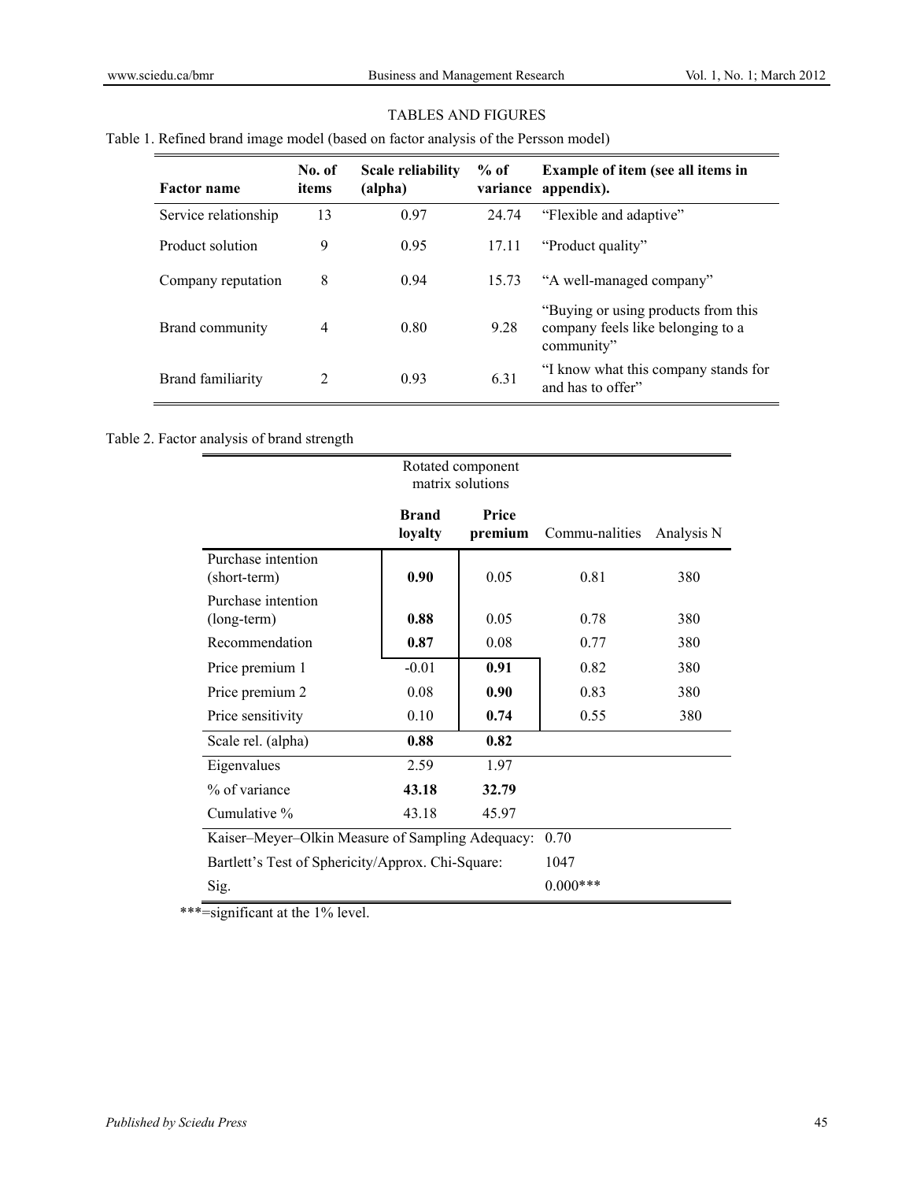TABLES AND FIGURES

Table 1. Refined brand image model (based on factor analysis of the Persson model)

| Factor name | No. of items | Scale reliability (alpha) | % of variance | Example of item (see all items in appendix). |
|---|---|---|---|---|
| Service relationship | 13 | 0.97 | 24.74 | "Flexible and adaptive" |
| Product solution | 9 | 0.95 | 17.11 | "Product quality" |
| Company reputation | 8 | 0.94 | 15.73 | "A well-managed company" |
| Brand community | 4 | 0.80 | 9.28 | "Buying or using products from this company feels like belonging to a community" |
| Brand familiarity | 2 | 0.93 | 6.31 | "I know what this company stands for and has to offer" |

Table 2. Factor analysis of brand strength

| | Rotated component matrix solutions | | | |
|---|---|---|---|---|
| | **Brand loyalty** | **Price premium** | Commu-nalities | Analysis N |
| Purchase intention (short-term) | **0.90** | 0.05 | 0.81 | 380 |
| Purchase intention (long-term) | **0.88** | 0.05 | 0.78 | 380 |
| Recommendation | **0.87** | 0.08 | 0.77 | 380 |
| Price premium 1 | -0.01 | **0.91** | 0.82 | 380 |
| Price premium 2 | 0.08 | **0.90** | 0.83 | 380 |
| Price sensitivity | 0.10 | **0.74** | 0.55 | 380 |
| Scale rel. (alpha) | **0.88** | **0.82** | | |
| Eigenvalues | 2.59 | 1.97 | | |
| % of variance | **43.18** | **32.79** | | |
| Cumulative % | 43.18 | 45.97 | | |
| Kaiser–Meyer–Olkin Measure of Sampling Adequacy: | | | 0.70 | |
| Bartlett's Test of Sphericity/Approx. Chi-Square: | | | 1047 | |
| Sig. | | | 0.000*** | |

***=significant at the 1% level.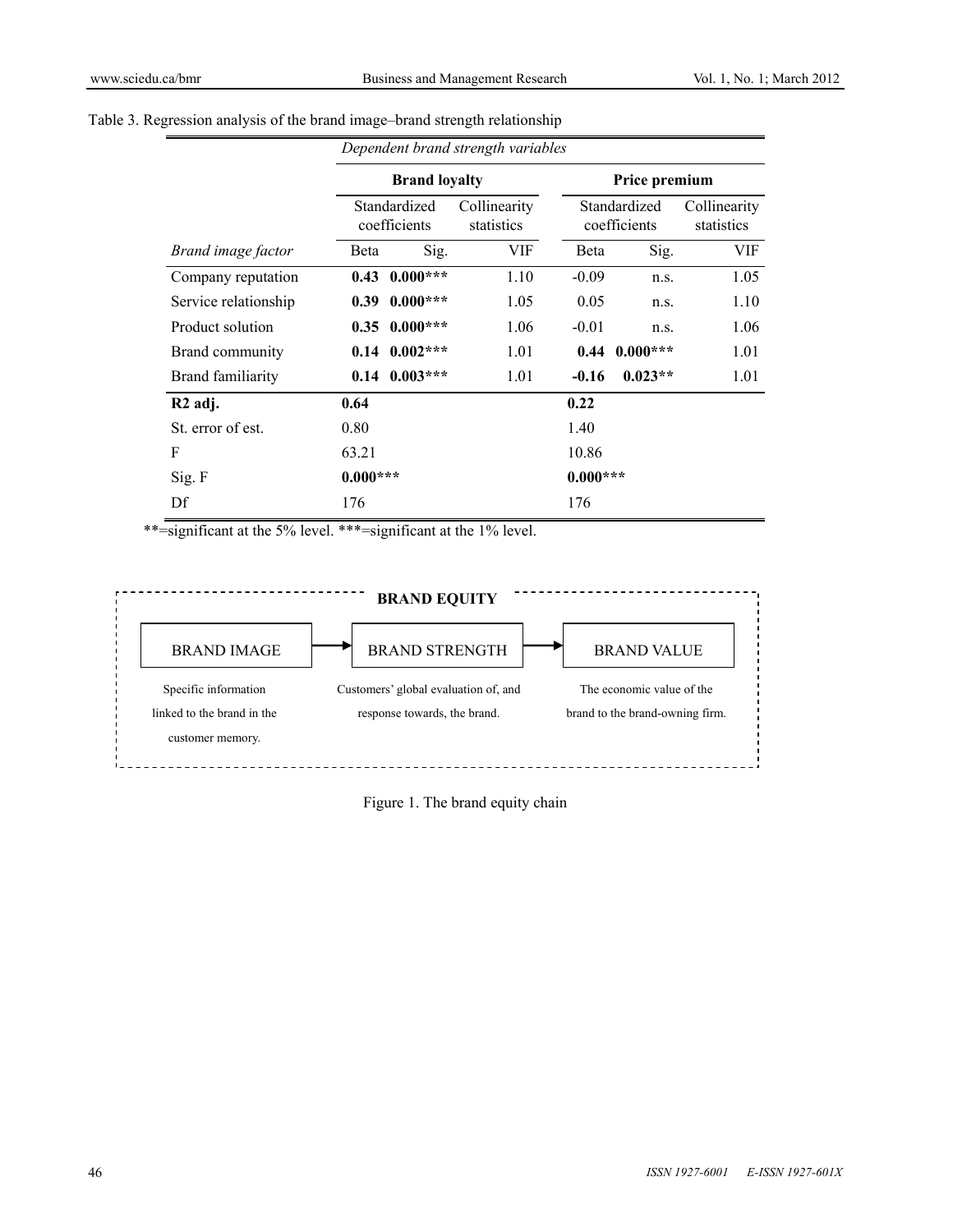Table 3. Regression analysis of the brand image–brand strength relationship

| | *Dependent brand strength variables* | | | | | |
|---|---|---|---|---|---|---|
| | **Brand loyalty** | | | **Price premium** | | |
| | Standardized coefficients | | Collinearity statistics | Standardized coefficients | | Collinearity statistics |
| *Brand image factor* | Beta | Sig. | VIF | Beta | Sig. | VIF |
| Company reputation | **0.43** | **0.000*** ** | 1.10 | -0.09 | n.s. | 1.05 |
| Service relationship | **0.39** | **0.000*** ** | 1.05 | 0.05 | n.s. | 1.10 |
| Product solution | **0.35** | **0.000*** ** | 1.06 | -0.01 | n.s. | 1.06 |
| Brand community | **0.14** | **0.002*** ** | 1.01 | **0.44** | **0.000*** ** | 1.01 |
| Brand familiarity | **0.14** | **0.003*** ** | 1.01 | **-0.16** | **0.023** ** | 1.01 |
| **R2 adj.** | **0.64** | | | **0.22** | | |
| St. error of est. | 0.80 | | | 1.40 | | |
| F | 63.21 | | | 10.86 | | |
| Sig. F | **0.000*** ** | | | **0.000*** ** | | |
| Df | 176 | | | 176 | | |

**=significant at the 5% level. ***=significant at the 1% level.

**BRAND EQUITY**

BRAND IMAGE → BRAND STRENGTH → BRAND VALUE

- BRAND IMAGE: Specific information linked to the brand in the customer memory.
- BRAND STRENGTH: Customers' global evaluation of, and response towards, the brand.
- BRAND VALUE: The economic value of the brand to the brand-owning firm.

Figure 1. The brand equity chain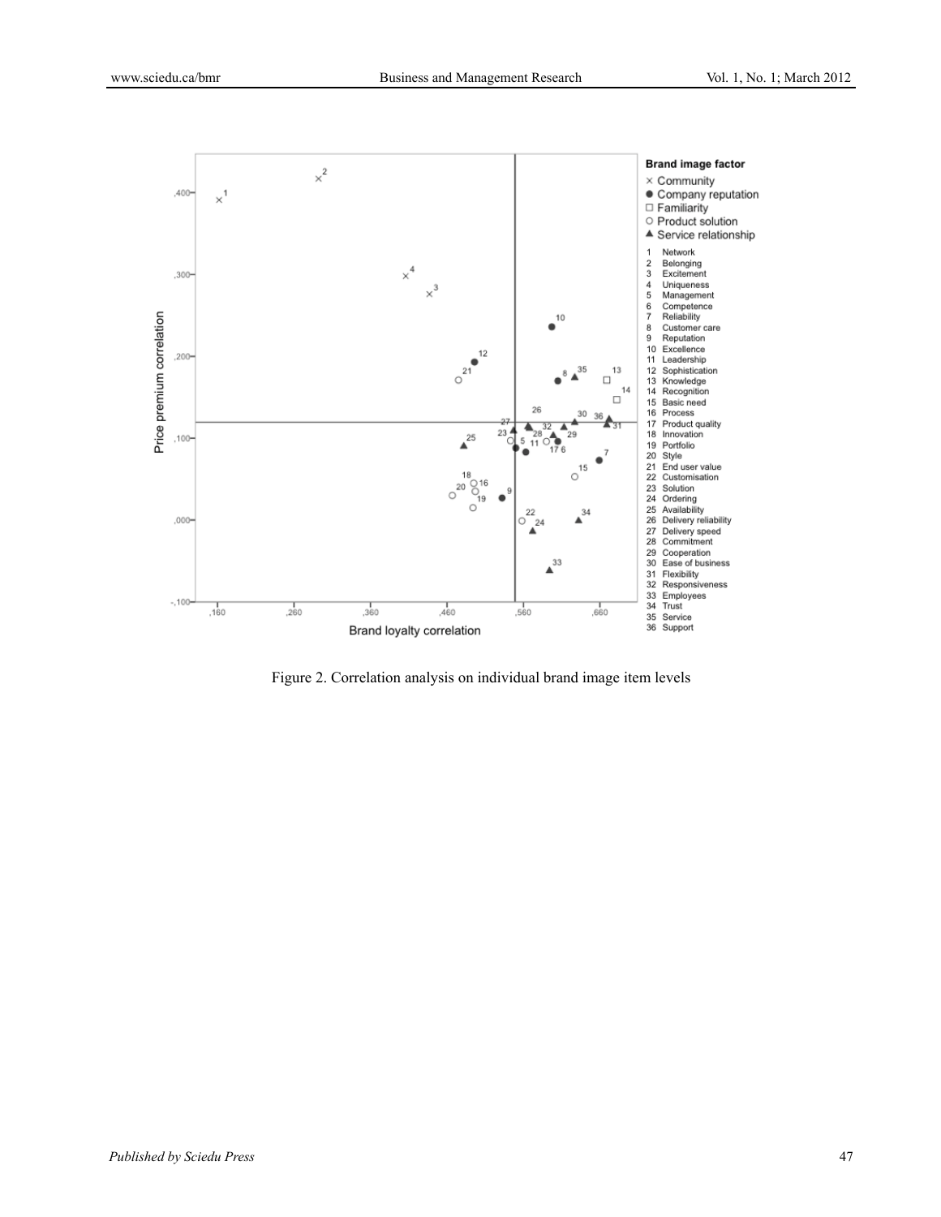Price premium correlation

,400
,300
,200
,100
,000
-,100

,160
,260
,360
,460
,560
,660

Brand loyalty correlation

Brand image factor

× Community
● Company reputation
□ Familiarity
○ Product solution
▲ Service relationship

1 Network
2 Belonging
3 Excitement
4 Uniqueness
5 Management
6 Competence
7 Reliability
8 Customer care
9 Reputation
10 Excellence
11 Leadership
12 Sophistication
13 Knowledge
14 Recognition
15 Basic need
16 Process
17 Product quality
18 Innovation
19 Portfolio
20 Style
21 End user value
22 Customisation
23 Solution
24 Ordering
25 Availability
26 Delivery reliability
27 Delivery speed
28 Commitment
29 Cooperation
30 Ease of business
31 Flexibility
32 Responsiveness
33 Employees
34 Trust
35 Service
36 Support

Figure 2. Correlation analysis on individual brand image item levels